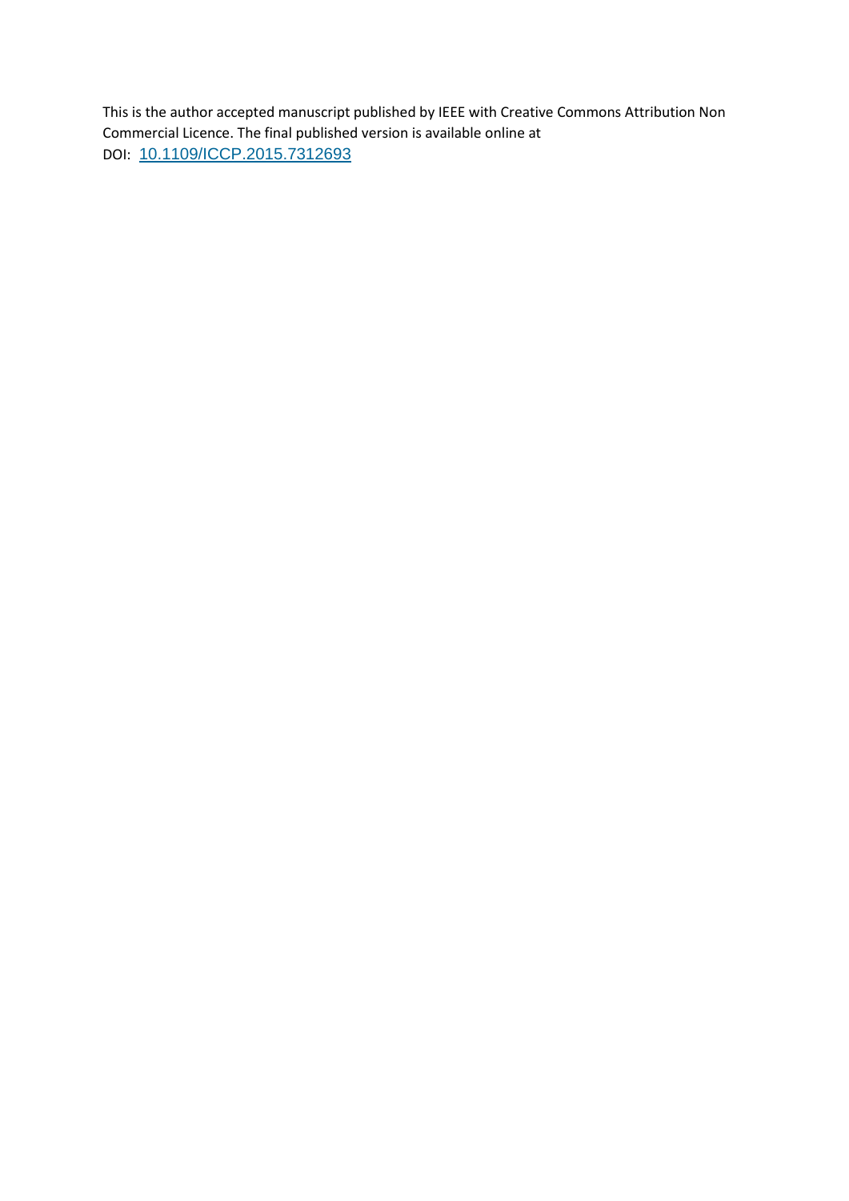This is the author accepted manuscript published by IEEE with Creative Commons Attribution Non Commercial Licence. The final published version is available online at DOI: [10.1109/ICCP.2015.7312693](https://doi.org/10.1109/ICCP.2015.7312693)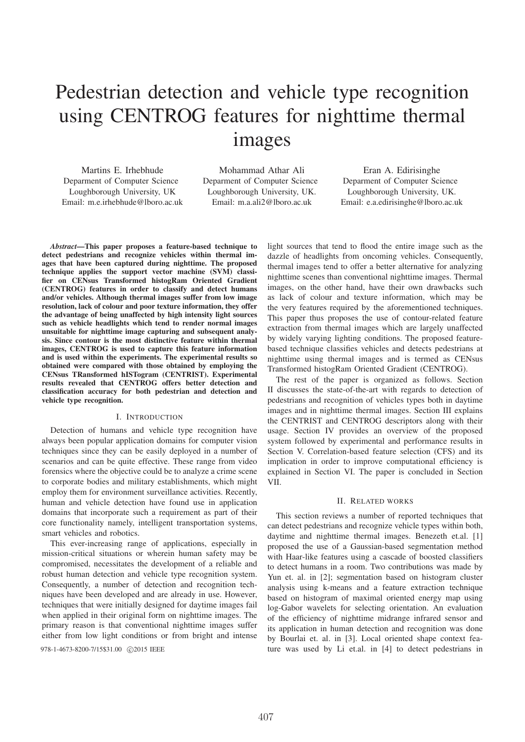# Pedestrian detection and vehicle type recognition using CENTROG features for nighttime thermal images

Martins E. Irhebhude
Deparment of Computer Science
Loughborough University, UK
Email: m.e.irhebhude@lboro.ac.uk

Mohammad Athar Ali
Deparment of Computer Science
Loughborough University, UK.
Email: m.a.ali2@lboro.ac.uk

Eran A. Edirisinghe
Deparment of Computer Science
Loughborough University, UK.
Email: e.a.edirisinghe@lboro.ac.uk

***Abstract*—This paper proposes a feature-based technique to detect pedestrians and recognize vehicles within thermal images that have been captured during nighttime. The proposed technique applies the support vector machine (SVM) classifier on CENsus Transformed histogRam Oriented Gradient (CENTROG) features in order to classify and detect humans and/or vehicles. Although thermal images suffer from low image resolution, lack of colour and poor texture information, they offer the advantage of being unaffected by high intensity light sources such as vehicle headlights which tend to render normal images unsuitable for nighttime image capturing and subsequent analysis. Since contour is the most distinctive feature within thermal images, CENTROG is used to capture this feature information and is used within the experiments. The experimental results so obtained were compared with those obtained by employing the CENsus TRansformed hISTogram (CENTRIST). Experimental results revealed that CENTROG offers better detection and classification accuracy for both pedestrian and detection and vehicle type recognition.**

## I. Introduction

Detection of humans and vehicle type recognition have always been popular application domains for computer vision techniques since they can be easily deployed in a number of scenarios and can be quite effective. These range from video forensics where the objective could be to analyze a crime scene to corporate bodies and military establishments, which might employ them for environment surveillance activities. Recently, human and vehicle detection have found use in application domains that incorporate such a requirement as part of their core functionality namely, intelligent transportation systems, smart vehicles and robotics.

This ever-increasing range of applications, especially in mission-critical situations or wherein human safety may be compromised, necessitates the development of a reliable and robust human detection and vehicle type recognition system. Consequently, a number of detection and recognition techniques have been developed and are already in use. However, techniques that were initially designed for daytime images fail when applied in their original form on nighttime images. The primary reason is that conventional nighttime images suffer either from low light conditions or from bright and intense light sources that tend to flood the entire image such as the dazzle of headlights from oncoming vehicles. Consequently, thermal images tend to offer a better alternative for analyzing nighttime scenes than conventional nighttime images. Thermal images, on the other hand, have their own drawbacks such as lack of colour and texture information, which may be the very features required by the aforementioned techniques. This paper thus proposes the use of contour-related feature extraction from thermal images which are largely unaffected by widely varying lighting conditions. The proposed feature-based technique classifies vehicles and detects pedestrians at nighttime using thermal images and is termed as CENsus Transformed histogRam Oriented Gradient (CENTROG).

978-1-4673-8200-7/15$31.00 ©2015 IEEE

The rest of the paper is organized as follows. Section II discusses the state-of-the-art with regards to detection of pedestrians and recognition of vehicles types both in daytime images and in nighttime thermal images. Section III explains the CENTRIST and CENTROG descriptors along with their usage. Section IV provides an overview of the proposed system followed by experimental and performance results in Section V. Correlation-based feature selection (CFS) and its implication in order to improve computational efficiency is explained in Section VI. The paper is concluded in Section VII.

## II. Related works

This section reviews a number of reported techniques that can detect pedestrians and recognize vehicle types within both, daytime and nighttime thermal images. Benezeth et.al. [1] proposed the use of a Gaussian-based segmentation method with Haar-like features using a cascade of boosted classifiers to detect humans in a room. Two contributions was made by Yun et. al. in [2]; segmentation based on histogram cluster analysis using k-means and a feature extraction technique based on histogram of maximal oriented energy map using log-Gabor wavelets for selecting orientation. An evaluation of the efficiency of nighttime midrange infrared sensor and its application in human detection and recognition was done by Bourlai et. al. in [3]. Local oriented shape context feature was used by Li et.al. in [4] to detect pedestrians in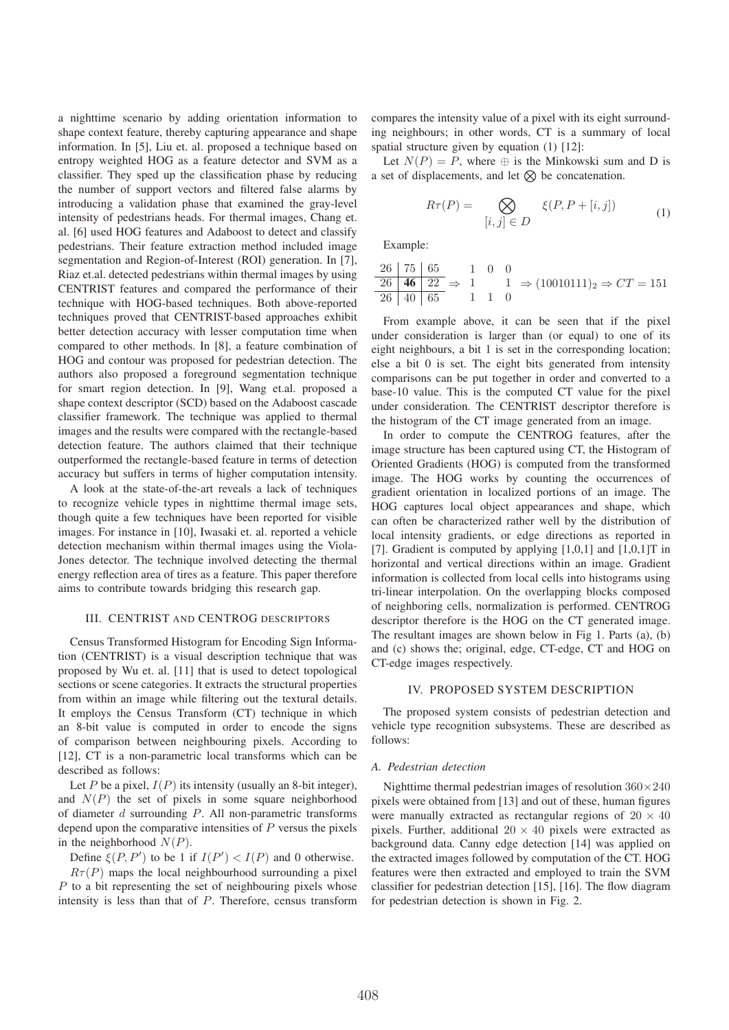a nighttime scenario by adding orientation information to shape context feature, thereby capturing appearance and shape information. In [5], Liu et. al. proposed a technique based on entropy weighted HOG as a feature detector and SVM as a classifier. They sped up the classification phase by reducing the number of support vectors and filtered false alarms by introducing a validation phase that examined the gray-level intensity of pedestrians heads. For thermal images, Chang et. al. [6] used HOG features and Adaboost to detect and classify pedestrians. Their feature extraction method included image segmentation and Region-of-Interest (ROI) generation. In [7], Riaz et.al. detected pedestrians within thermal images by using CENTRIST features and compared the performance of their technique with HOG-based techniques. Both above-reported techniques proved that CENTRIST-based approaches exhibit better detection accuracy with lesser computation time when compared to other methods. In [8], a feature combination of HOG and contour was proposed for pedestrian detection. The authors also proposed a foreground segmentation technique for smart region detection. In [9], Wang et.al. proposed a shape context descriptor (SCD) based on the Adaboost cascade classifier framework. The technique was applied to thermal images and the results were compared with the rectangle-based detection feature. The authors claimed that their technique outperformed the rectangle-based feature in terms of detection accuracy but suffers in terms of higher computation intensity.

A look at the state-of-the-art reveals a lack of techniques to recognize vehicle types in nighttime thermal image sets, though quite a few techniques have been reported for visible images. For instance in [10], Iwasaki et. al. reported a vehicle detection mechanism within thermal images using the Viola-Jones detector. The technique involved detecting the thermal energy reflection area of tires as a feature. This paper therefore aims to contribute towards bridging this research gap.

## III. CENTRIST AND CENTROG DESCRIPTORS

Census Transformed Histogram for Encoding Sign Information (CENTRIST) is a visual description technique that was proposed by Wu et. al. [11] that is used to detect topological sections or scene categories. It extracts the structural properties from within an image while filtering out the textural details. It employs the Census Transform (CT) technique in which an 8-bit value is computed in order to encode the signs of comparison between neighbouring pixels. According to [12], CT is a non-parametric local transforms which can be described as follows:

Let $P$ be a pixel, $I(P)$ its intensity (usually an 8-bit integer), and $N(P)$ the set of pixels in some square neighborhood of diameter $d$ surrounding $P$. All non-parametric transforms depend upon the comparative intensities of $P$ versus the pixels in the neighborhood $N(P)$.

Define $\xi(P, P')$ to be 1 if $I(P') < I(P)$ and 0 otherwise.

$R\tau(P)$ maps the local neighbourhood surrounding a pixel $P$ to a bit representing the set of neighbouring pixels whose intensity is less than that of $P$. Therefore, census transform compares the intensity value of a pixel with its eight surrounding neighbours; in other words, CT is a summary of local spatial structure given by equation (1) [12]:

Let $N(P) = P$, where $\oplus$ is the Minkowski sum and D is a set of displacements, and let $\bigotimes$ be concatenation.

$$R\tau(P) = \bigotimes_{[i,j] \in D} \xi(P, P + [i,j]) \tag{1}$$

Example:

$$\begin{array}{c|c|c} 26 & 75 & 65 \\ \hline 26 & \mathbf{46} & 22 \\ \hline 26 & 40 & 65 \end{array} \Rightarrow \begin{array}{ccc} 1 & 0 & 0 \\ 1 & & 1 \\ 1 & 1 & 0 \end{array} \Rightarrow (10010111)_2 \Rightarrow CT = 151$$

From example above, it can be seen that if the pixel under consideration is larger than (or equal) to one of its eight neighbours, a bit 1 is set in the corresponding location; else a bit 0 is set. The eight bits generated from intensity comparisons can be put together in order and converted to a base-10 value. This is the computed CT value for the pixel under consideration. The CENTRIST descriptor therefore is the histogram of the CT image generated from an image.

In order to compute the CENTROG features, after the image structure has been captured using CT, the Histogram of Oriented Gradients (HOG) is computed from the transformed image. The HOG works by counting the occurrences of gradient orientation in localized portions of an image. The HOG captures local object appearances and shape, which can often be characterized rather well by the distribution of local intensity gradients, or edge directions as reported in [7]. Gradient is computed by applying [1,0,1] and [1,0,1]T in horizontal and vertical directions within an image. Gradient information is collected from local cells into histograms using tri-linear interpolation. On the overlapping blocks composed of neighboring cells, normalization is performed. CENTROG descriptor therefore is the HOG on the CT generated image. The resultant images are shown below in Fig 1. Parts (a), (b) and (c) shows the; original, edge, CT-edge, CT and HOG on CT-edge images respectively.

## IV. PROPOSED SYSTEM DESCRIPTION

The proposed system consists of pedestrian detection and vehicle type recognition subsystems. These are described as follows:

### *A. Pedestrian detection*

Nighttime thermal pedestrian images of resolution $360 \times 240$ pixels were obtained from [13] and out of these, human figures were manually extracted as rectangular regions of $20 \times 40$ pixels. Further, additional $20 \times 40$ pixels were extracted as background data. Canny edge detection [14] was applied on the extracted images followed by computation of the CT. HOG features were then extracted and employed to train the SVM classifier for pedestrian detection [15], [16]. The flow diagram for pedestrian detection is shown in Fig. 2.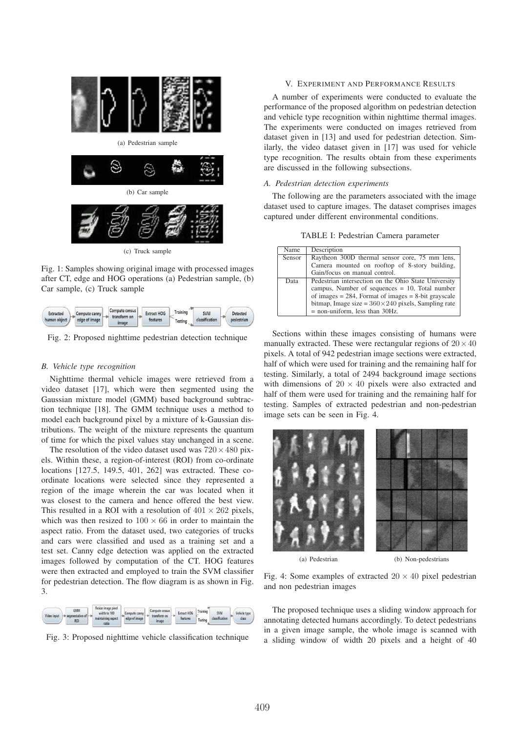(a) Pedestrian sample

(b) Car sample

(c) Truck sample

Fig. 1: Samples showing original image with processed images after CT, edge and HOG operations (a) Pedestrian sample, (b) Car sample, (c) Truck sample

Fig. 2: Proposed nighttime pedestrian detection technique

### B. Vehicle type recognition

Nighttime thermal vehicle images were retrieved from a video dataset [17], which were then segmented using the Gaussian mixture model (GMM) based background subtraction technique [18]. The GMM technique uses a method to model each background pixel by a mixture of k-Gaussian distributions. The weight of the mixture represents the quantum of time for which the pixel values stay unchanged in a scene.

The resolution of the video dataset used was $720 \times 480$ pixels. Within these, a region-of-interest (ROI) from co-ordinate locations [127.5, 149.5, 401, 262] was extracted. These coordinate locations were selected since they represented a region of the image wherein the car was located when it was closest to the camera and hence offered the best view. This resulted in a ROI with a resolution of $401 \times 262$ pixels, which was then resized to $100 \times 66$ in order to maintain the aspect ratio. From the dataset used, two categories of trucks and cars were classified and used as a training set and a test set. Canny edge detection was applied on the extracted images followed by computation of the CT. HOG features were then extracted and employed to train the SVM classifier for pedestrian detection. The flow diagram is as shown in Fig. 3.

Fig. 3: Proposed nighttime vehicle classification technique

## V. Experiment and Performance Results

A number of experiments were conducted to evaluate the performance of the proposed algorithm on pedestrian detection and vehicle type recognition within nighttime thermal images. The experiments were conducted on images retrieved from dataset given in [13] and used for pedestrian detection. Similarly, the video dataset given in [17] was used for vehicle type recognition. The results obtain from these experiments are discussed in the following subsections.

### A. Pedestrian detection experiments

The following are the parameters associated with the image dataset used to capture images. The dataset comprises images captured under different environmental conditions.

TABLE I: Pedestrian Camera parameter

| Name | Description |
|---|---|
| Sensor | Raytheon 300D thermal sensor core, 75 mm lens, Camera mounted on rooftop of 8-story building, Gain/focus on manual control. |
| Data | Pedestrian intersection on the Ohio State University campus, Number of sequences = 10, Total number of images = 284, Format of images = 8-bit grayscale bitmap, Image size = $360 \times 240$ pixels, Sampling rate = non-uniform, less than 30Hz. |

Sections within these images consisting of humans were manually extracted. These were rectangular regions of $20 \times 40$ pixels. A total of 942 pedestrian image sections were extracted, half of which were used for training and the remaining half for testing. Similarly, a total of 2494 background image sections with dimensions of $20 \times 40$ pixels were also extracted and half of them were used for training and the remaining half for testing. Samples of extracted pedestrian and non-pedestrian image sets can be seen in Fig. 4.

(a) Pedestrian

(b) Non-pedestrians

Fig. 4: Some examples of extracted $20 \times 40$ pixel pedestrian and non pedestrian images

The proposed technique uses a sliding window approach for annotating detected humans accordingly. To detect pedestrians in a given image sample, the whole image is scanned with a sliding window of width 20 pixels and a height of 40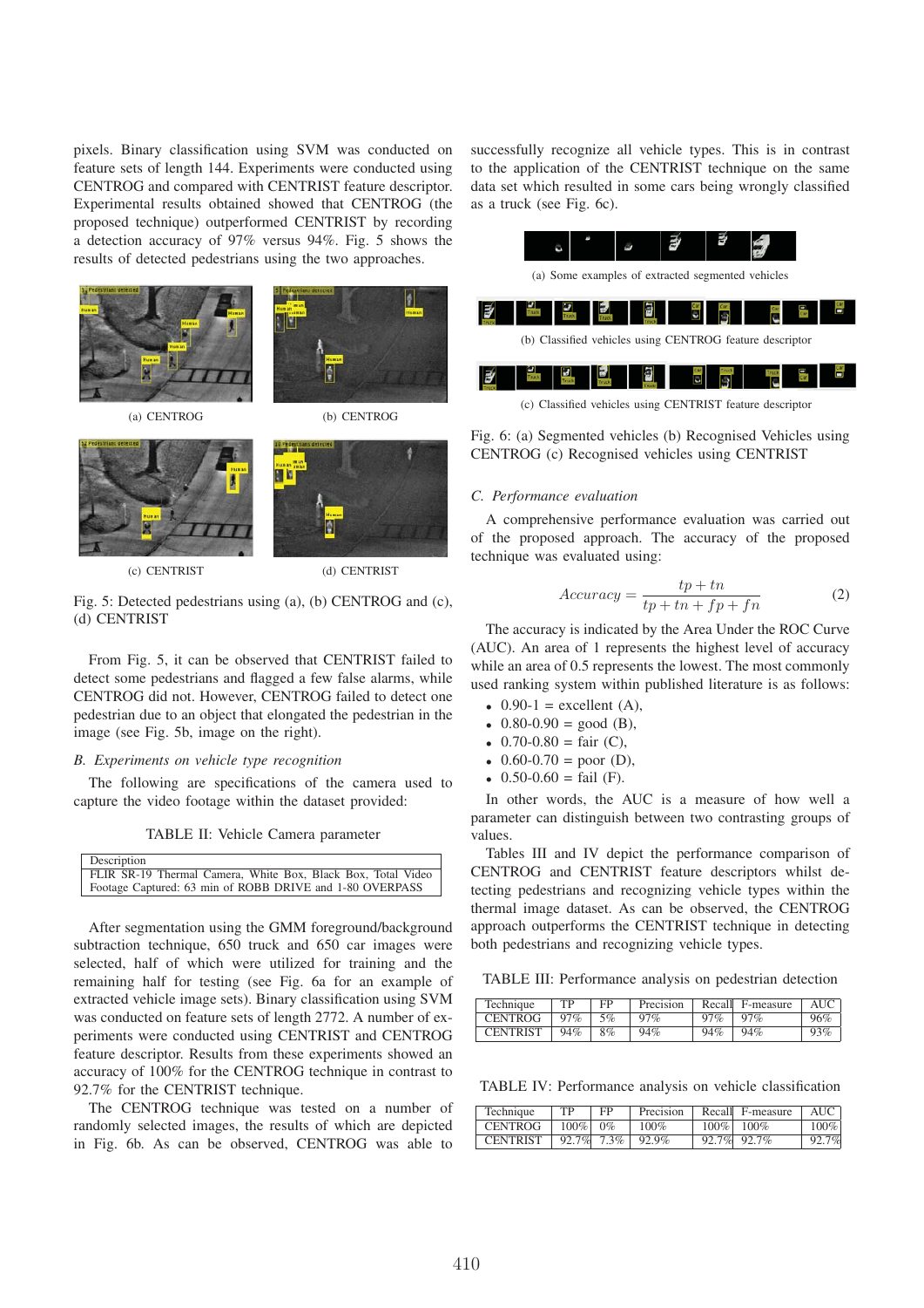pixels. Binary classification using SVM was conducted on feature sets of length 144. Experiments were conducted using CENTROG and compared with CENTRIST feature descriptor. Experimental results obtained showed that CENTROG (the proposed technique) outperformed CENTRIST by recording a detection accuracy of 97% versus 94%. Fig. 5 shows the results of detected pedestrians using the two approaches.

(a) CENTROG

(b) CENTROG

(c) CENTRIST

(d) CENTRIST

Fig. 5: Detected pedestrians using (a), (b) CENTROG and (c), (d) CENTRIST

From Fig. 5, it can be observed that CENTRIST failed to detect some pedestrians and flagged a few false alarms, while CENTROG did not. However, CENTROG failed to detect one pedestrian due to an object that elongated the pedestrian in the image (see Fig. 5b, image on the right).

### B. Experiments on vehicle type recognition

The following are specifications of the camera used to capture the video footage within the dataset provided:

TABLE II: Vehicle Camera parameter

| Description |
|---|
| FLIR SR-19 Thermal Camera, White Box, Black Box, Total Video Footage Captured: 63 min of ROBB DRIVE and 1-80 OVERPASS |

After segmentation using the GMM foreground/background subtraction technique, 650 truck and 650 car images were selected, half of which were utilized for training and the remaining half for testing (see Fig. 6a for an example of extracted vehicle image sets). Binary classification using SVM was conducted on feature sets of length 2772. A number of experiments were conducted using CENTRIST and CENTROG feature descriptor. Results from these experiments showed an accuracy of 100% for the CENTROG technique in contrast to 92.7% for the CENTRIST technique.

The CENTROG technique was tested on a number of randomly selected images, the results of which are depicted in Fig. 6b. As can be observed, CENTROG was able to successfully recognize all vehicle types. This is in contrast to the application of the CENTRIST technique on the same data set which resulted in some cars being wrongly classified as a truck (see Fig. 6c).

(a) Some examples of extracted segmented vehicles

(b) Classified vehicles using CENTROG feature descriptor

(c) Classified vehicles using CENTRIST feature descriptor

Fig. 6: (a) Segmented vehicles (b) Recognised Vehicles using CENTROG (c) Recognised vehicles using CENTRIST

### C. Performance evaluation

A comprehensive performance evaluation was carried out of the proposed approach. The accuracy of the proposed technique was evaluated using:

$$Accuracy = \frac{tp + tn}{tp + tn + fp + fn} \tag{2}$$

The accuracy is indicated by the Area Under the ROC Curve (AUC). An area of 1 represents the highest level of accuracy while an area of 0.5 represents the lowest. The most commonly used ranking system within published literature is as follows:

- 0.90-1 = excellent (A),
- 0.80-0.90 = good (B),
- 0.70-0.80 = fair (C),
- 0.60-0.70 = poor (D),
- 0.50-0.60 = fail (F).

In other words, the AUC is a measure of how well a parameter can distinguish between two contrasting groups of values.

Tables III and IV depict the performance comparison of CENTROG and CENTRIST feature descriptors whilst detecting pedestrians and recognizing vehicle types within the thermal image dataset. As can be observed, the CENTROG approach outperforms the CENTRIST technique in detecting both pedestrians and recognizing vehicle types.

TABLE III: Performance analysis on pedestrian detection

| Technique | TP | FP | Precision | Recall | F-measure | AUC |
|---|---|---|---|---|---|---|
| CENTROG | 97% | 5% | 97% | 97% | 97% | 96% |
| CENTRIST | 94% | 8% | 94% | 94% | 94% | 93% |

TABLE IV: Performance analysis on vehicle classification

| Technique | TP | FP | Precision | Recall | F-measure | AUC |
|---|---|---|---|---|---|---|
| CENTROG | 100% | 0% | 100% | 100% | 100% | 100% |
| CENTRIST | 92.7% | 7.3% | 92.9% | 92.7% | 92.7% | 92.7% |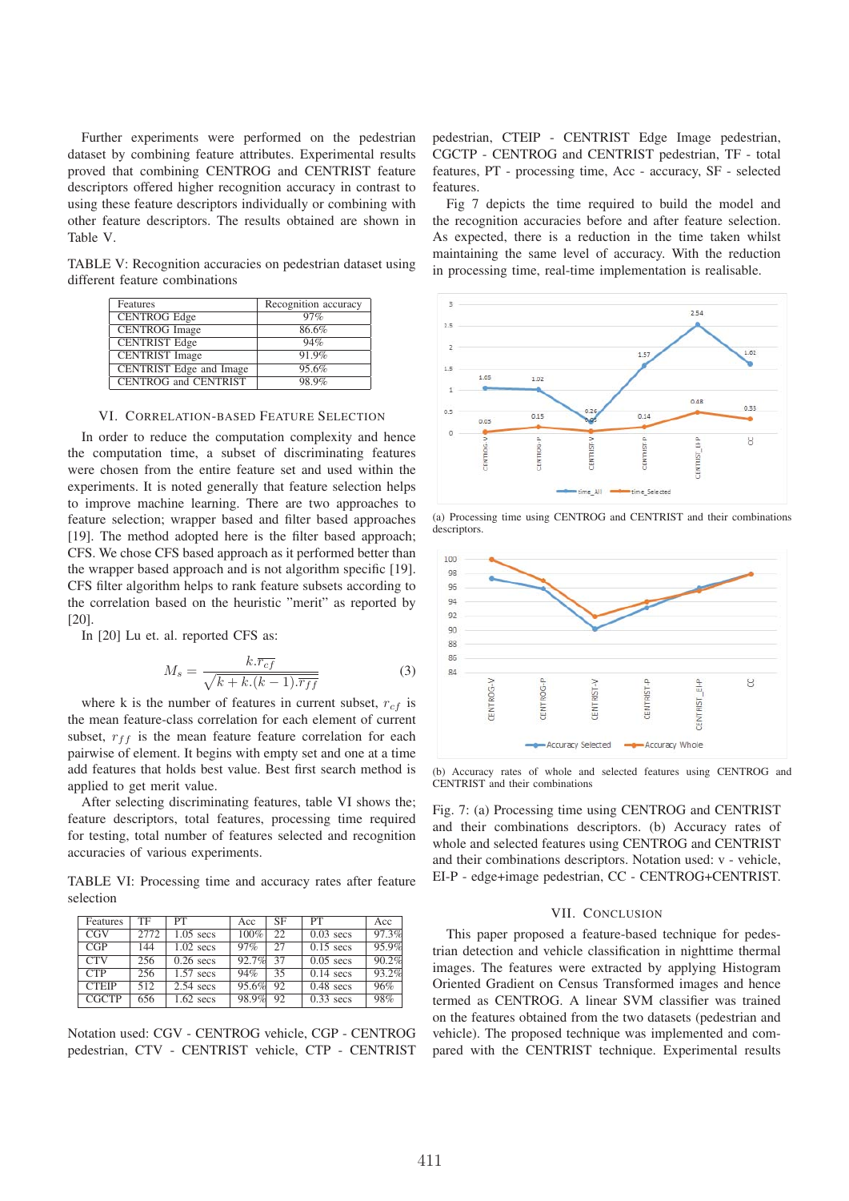Further experiments were performed on the pedestrian dataset by combining feature attributes. Experimental results proved that combining CENTROG and CENTRIST feature descriptors offered higher recognition accuracy in contrast to using these feature descriptors individually or combining with other feature descriptors. The results obtained are shown in Table V.

TABLE V: Recognition accuracies on pedestrian dataset using different feature combinations

| Features | Recognition accuracy |
|---|---|
| CENTROG Edge | 97% |
| CENTROG Image | 86.6% |
| CENTRIST Edge | 94% |
| CENTRIST Image | 91.9% |
| CENTRIST Edge and Image | 95.6% |
| CENTROG and CENTRIST | 98.9% |

## VI. Correlation-based Feature Selection

In order to reduce the computation complexity and hence the computation time, a subset of discriminating features were chosen from the entire feature set and used within the experiments. It is noted generally that feature selection helps to improve machine learning. There are two approaches to feature selection; wrapper based and filter based approaches [19]. The method adopted here is the filter based approach; CFS. We chose CFS based approach as it performed better than the wrapper based approach and is not algorithm specific [19]. CFS filter algorithm helps to rank feature subsets according to the correlation based on the heuristic "merit" as reported by [20].

In [20] Lu et. al. reported CFS as:

$$M_s = \frac{k.\overline{r_{cf}}}{\sqrt{k + k.(k-1).\overline{r_{ff}}}} \tag{3}$$

where k is the number of features in current subset, $r_{cf}$ is the mean feature-class correlation for each element of current subset, $r_{ff}$ is the mean feature feature correlation for each pairwise of element. It begins with empty set and one at a time add features that holds best value. Best first search method is applied to get merit value.

After selecting discriminating features, table VI shows the; feature descriptors, total features, processing time required for testing, total number of features selected and recognition accuracies of various experiments.

TABLE VI: Processing time and accuracy rates after feature selection

| Features | TF | PT | Acc | SF | PT | Acc |
|---|---|---|---|---|---|---|
| CGV | 2772 | 1.05 secs | 100% | 22 | 0.03 secs | 97.3% |
| CGP | 144 | 1.02 secs | 97% | 27 | 0.15 secs | 95.9% |
| CTV | 256 | 0.26 secs | 92.7% | 37 | 0.05 secs | 90.2% |
| CTP | 256 | 1.57 secs | 94% | 35 | 0.14 secs | 93.2% |
| CTEIP | 512 | 2.54 secs | 95.6% | 92 | 0.48 secs | 96% |
| CGCTP | 656 | 1.62 secs | 98.9% | 92 | 0.33 secs | 98% |

Notation used: CGV - CENTROG vehicle, CGP - CENTROG pedestrian, CTV - CENTRIST vehicle, CTP - CENTRIST pedestrian, CTEIP - CENTRIST Edge Image pedestrian, CGCTP - CENTROG and CENTRIST pedestrian, TF - total features, PT - processing time, Acc - accuracy, SF - selected features.

Fig 7 depicts the time required to build the model and the recognition accuracies before and after feature selection. As expected, there is a reduction in the time taken whilst maintaining the same level of accuracy. With the reduction in processing time, real-time implementation is realisable.

(a) Processing time using CENTROG and CENTRIST and their combinations descriptors.

(b) Accuracy rates of whole and selected features using CENTROG and CENTRIST and their combinations

Fig. 7: (a) Processing time using CENTROG and CENTRIST and their combinations descriptors. (b) Accuracy rates of whole and selected features using CENTROG and CENTRIST and their combinations descriptors. Notation used: v - vehicle, EI-P - edge+image pedestrian, CC - CENTROG+CENTRIST.

## VII. Conclusion

This paper proposed a feature-based technique for pedestrian detection and vehicle classification in nighttime thermal images. The features were extracted by applying Histogram Oriented Gradient on Census Transformed images and hence termed as CENTROG. A linear SVM classifier was trained on the features obtained from the two datasets (pedestrian and vehicle). The proposed technique was implemented and compared with the CENTRIST technique. Experimental results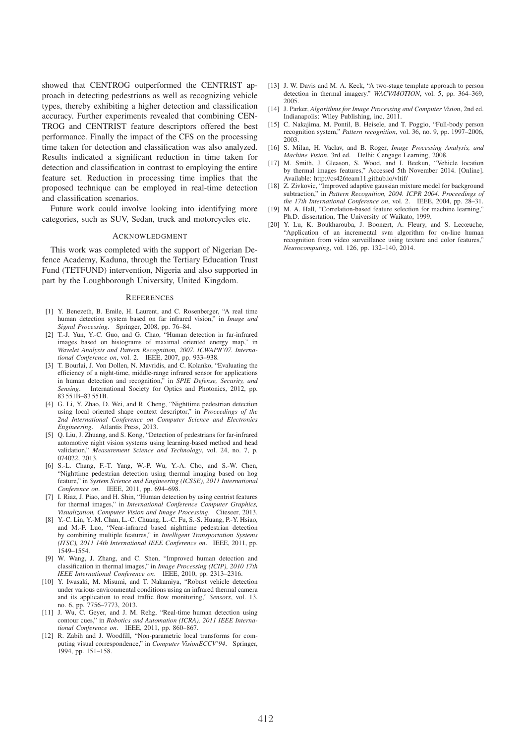showed that CENTROG outperformed the CENTRIST approach in detecting pedestrians as well as recognizing vehicle types, thereby exhibiting a higher detection and classification accuracy. Further experiments revealed that combining CENTROG and CENTRIST feature descriptors offered the best performance. Finally the impact of the CFS on the processing time taken for detection and classification was also analyzed. Results indicated a significant reduction in time taken for detection and classification in contrast to employing the entire feature set. Reduction in processing time implies that the proposed technique can be employed in real-time detection and classification scenarios.

Future work could involve looking into identifying more categories, such as SUV, Sedan, truck and motorcycles etc.

## Acknowledgment

This work was completed with the support of Nigerian Defence Academy, Kaduna, through the Tertiary Education Trust Fund (TETFUND) intervention, Nigeria and also supported in part by the Loughborough University, United Kingdom.

## References

[1] Y. Benezeth, B. Emile, H. Laurent, and C. Rosenberger, "A real time human detection system based on far infrared vision," in *Image and Signal Processing*. Springer, 2008, pp. 76–84.

[2] T.-J. Yun, Y.-C. Guo, and G. Chao, "Human detection in far-infrared images based on histograms of maximal oriented energy map," in *Wavelet Analysis and Pattern Recognition, 2007. ICWAPR'07. International Conference on*, vol. 2. IEEE, 2007, pp. 933–938.

[3] T. Bourlai, J. Von Dollen, N. Mavridis, and C. Kolanko, "Evaluating the efficiency of a night-time, middle-range infrared sensor for applications in human detection and recognition," in *SPIE Defense, Security, and Sensing*. International Society for Optics and Photonics, 2012, pp. 83 551B–83 551B.

[4] G. Li, Y. Zhao, D. Wei, and R. Cheng, "Nighttime pedestrian detection using local oriented shape context descriptor," in *Proceedings of the 2nd International Conference on Computer Science and Electronics Engineering*. Atlantis Press, 2013.

[5] Q. Liu, J. Zhuang, and S. Kong, "Detection of pedestrians for far-infrared automotive night vision systems using learning-based method and head validation," *Measurement Science and Technology*, vol. 24, no. 7, p. 074022, 2013.

[6] S.-L. Chang, F.-T. Yang, W.-P. Wu, Y.-A. Cho, and S.-W. Chen, "Nighttime pedestrian detection using thermal imaging based on hog feature," in *System Science and Engineering (ICSSE), 2011 International Conference on*. IEEE, 2011, pp. 694–698.

[7] I. Riaz, J. Piao, and H. Shin, "Human detection by using centrist features for thermal images," in *International Conference Computer Graphics, Visualization, Computer Vision and Image Processing*. Citeseer, 2013.

[8] Y.-C. Lin, Y.-M. Chan, L.-C. Chuang, L.-C. Fu, S.-S. Huang, P.-Y. Hsiao, and M.-F. Luo, "Near-infrared based nighttime pedestrian detection by combining multiple features," in *Intelligent Transportation Systems (ITSC), 2011 14th International IEEE Conference on*. IEEE, 2011, pp. 1549–1554.

[9] W. Wang, J. Zhang, and C. Shen, "Improved human detection and classification in thermal images," in *Image Processing (ICIP), 2010 17th IEEE International Conference on*. IEEE, 2010, pp. 2313–2316.

[10] Y. Iwasaki, M. Misumi, and T. Nakamiya, "Robust vehicle detection under various environmental conditions using an infrared thermal camera and its application to road traffic flow monitoring," *Sensors*, vol. 13, no. 6, pp. 7756–7773, 2013.

[11] J. Wu, C. Geyer, and J. M. Rehg, "Real-time human detection using contour cues," in *Robotics and Automation (ICRA), 2011 IEEE International Conference on*. IEEE, 2011, pp. 860–867.

[12] R. Zabih and J. Woodfill, "Non-parametric local transforms for computing visual correspondence," in *Computer VisionECCV'94*. Springer, 1994, pp. 151–158.

[13] J. W. Davis and M. A. Keck, "A two-stage template approach to person detection in thermal imagery." *WACV/MOTION*, vol. 5, pp. 364–369, 2005.

[14] J. Parker, *Algorithms for Image Processing and Computer Vision*, 2nd ed. Indianapolis: Wiley Publishing, inc, 2011.

[15] C. Nakajima, M. Pontil, B. Heisele, and T. Poggio, "Full-body person recognition system," *Pattern recognition*, vol. 36, no. 9, pp. 1997–2006, 2003.

[16] S. Milan, H. Vaclav, and B. Roger, *Image Processing Analysis, and Machine Vision*, 3rd ed. Delhi: Cengage Learning, 2008.

[17] M. Smith, J. Gleason, S. Wood, and I. Beekun, "Vehicle location by thermal images features," Accessed 5th November 2014. [Online]. Available: http://cs426team11.github.io/vltif/

[18] Z. Zivkovic, "Improved adaptive gaussian mixture model for background subtraction," in *Pattern Recognition, 2004. ICPR 2004. Proceedings of the 17th International Conference on*, vol. 2. IEEE, 2004, pp. 28–31.

[19] M. A. Hall, "Correlation-based feature selection for machine learning," Ph.D. dissertation, The University of Waikato, 1999.

[20] Y. Lu, K. Boukharouba, J. Boonært, A. Fleury, and S. Lecœuche, "Application of an incremental svm algorithm for on-line human recognition from video surveillance using texture and color features," *Neurocomputing*, vol. 126, pp. 132–140, 2014.